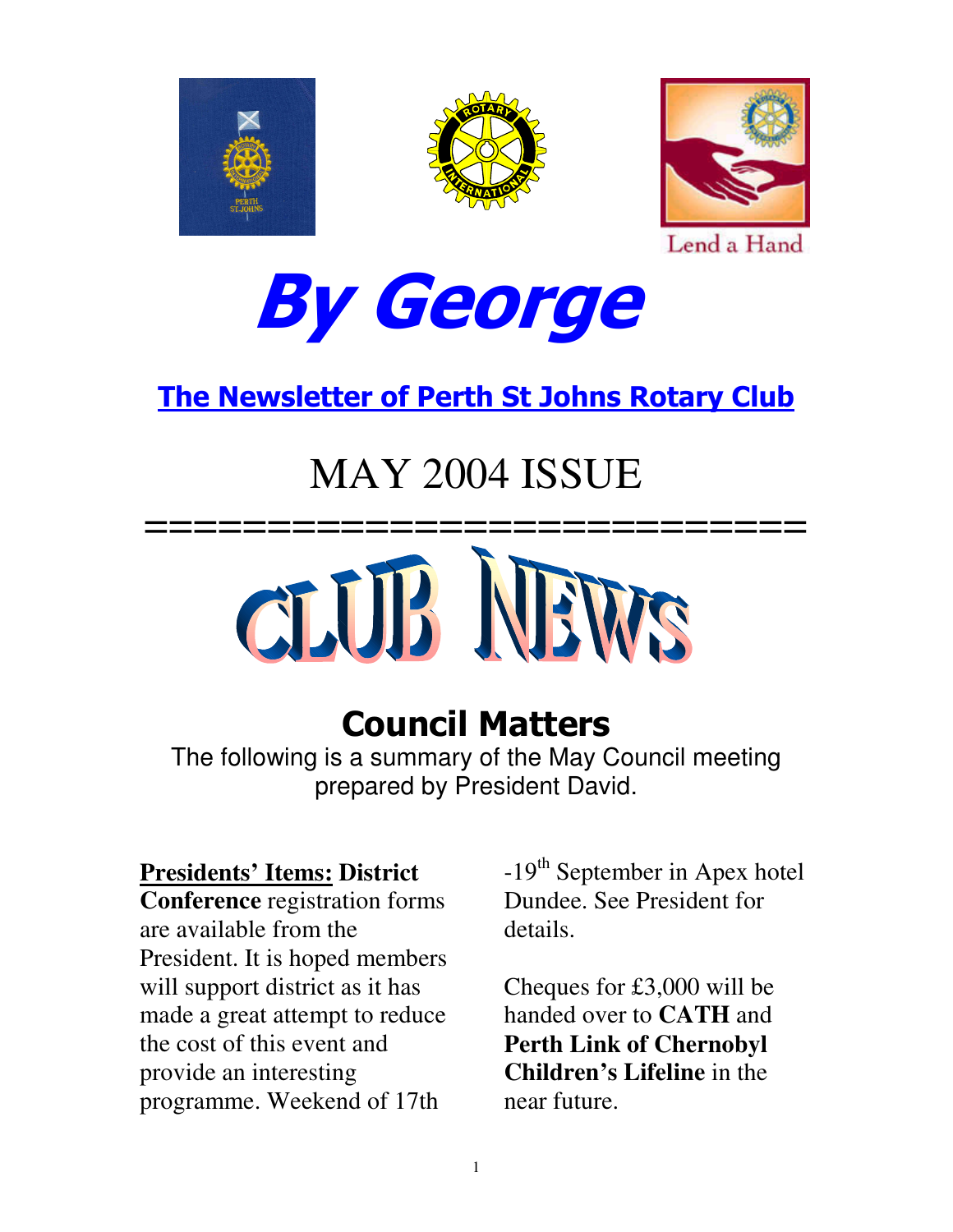Lend a Hand

# By George

## The Newsletter of Perth St Johns Rotary Club

# MAY 2004 ISSUE

==============================

# CLUB NEWS

## Council Matters

The following is a summary of the May Council meeting prepared by President David.

**Presidents' Items: District Conference** registration forms are available from the President. It is hoped members will support district as it has made a great attempt to reduce the cost of this event and provide an interesting programme. Weekend of 17th -19th September in Apex hotel Dundee. See President for details.

Cheques for £3,000 will be handed over to **CATH** and **Perth Link of Chernobyl Children's Lifeline** in the near future.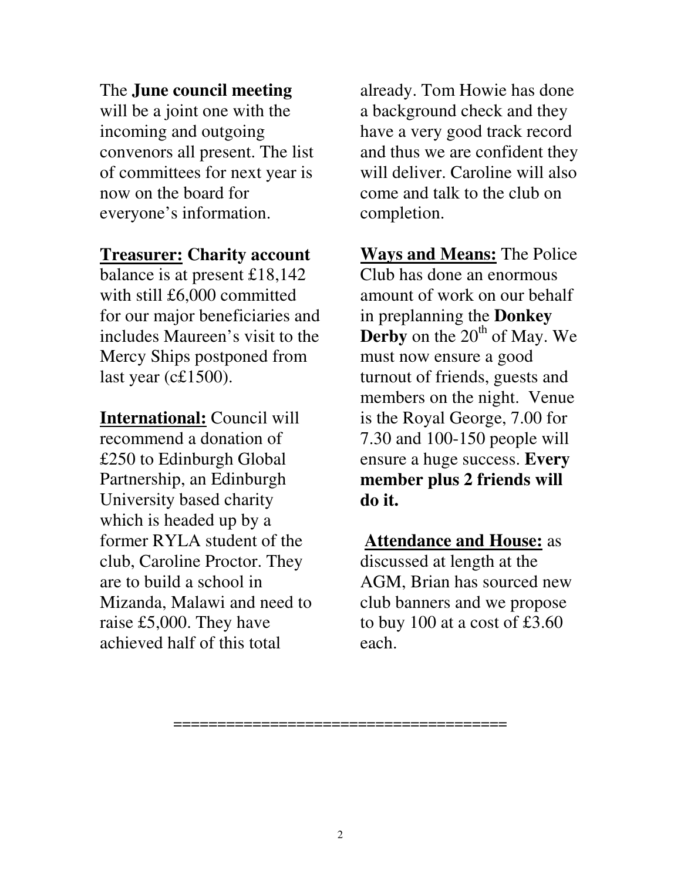The **June council meeting** will be a joint one with the incoming and outgoing convenors all present. The list of committees for next year is now on the board for everyone's information.

**Treasurer: Charity account** balance is at present £18,142 with still £6,000 committed for our major beneficiaries and includes Maureen's visit to the Mercy Ships postponed from last year (c£1500).

**International:** Council will recommend a donation of £250 to Edinburgh Global Partnership, an Edinburgh University based charity which is headed up by a former RYLA student of the club, Caroline Proctor. They are to build a school in Mizanda, Malawi and need to raise £5,000. They have achieved half of this total already. Tom Howie has done a background check and they have a very good track record and thus we are confident they will deliver. Caroline will also come and talk to the club on completion.

**Ways and Means:** The Police Club has done an enormous amount of work on our behalf in preplanning the **Donkey Derby** on the 20th of May. We must now ensure a good turnout of friends, guests and members on the night. Venue is the Royal George, 7.00 for 7.30 and 100-150 people will ensure a huge success. **Every member plus 2 friends will do it.**

**Attendance and House:** as discussed at length at the AGM, Brian has sourced new club banners and we propose to buy 100 at a cost of £3.60 each.

=====================================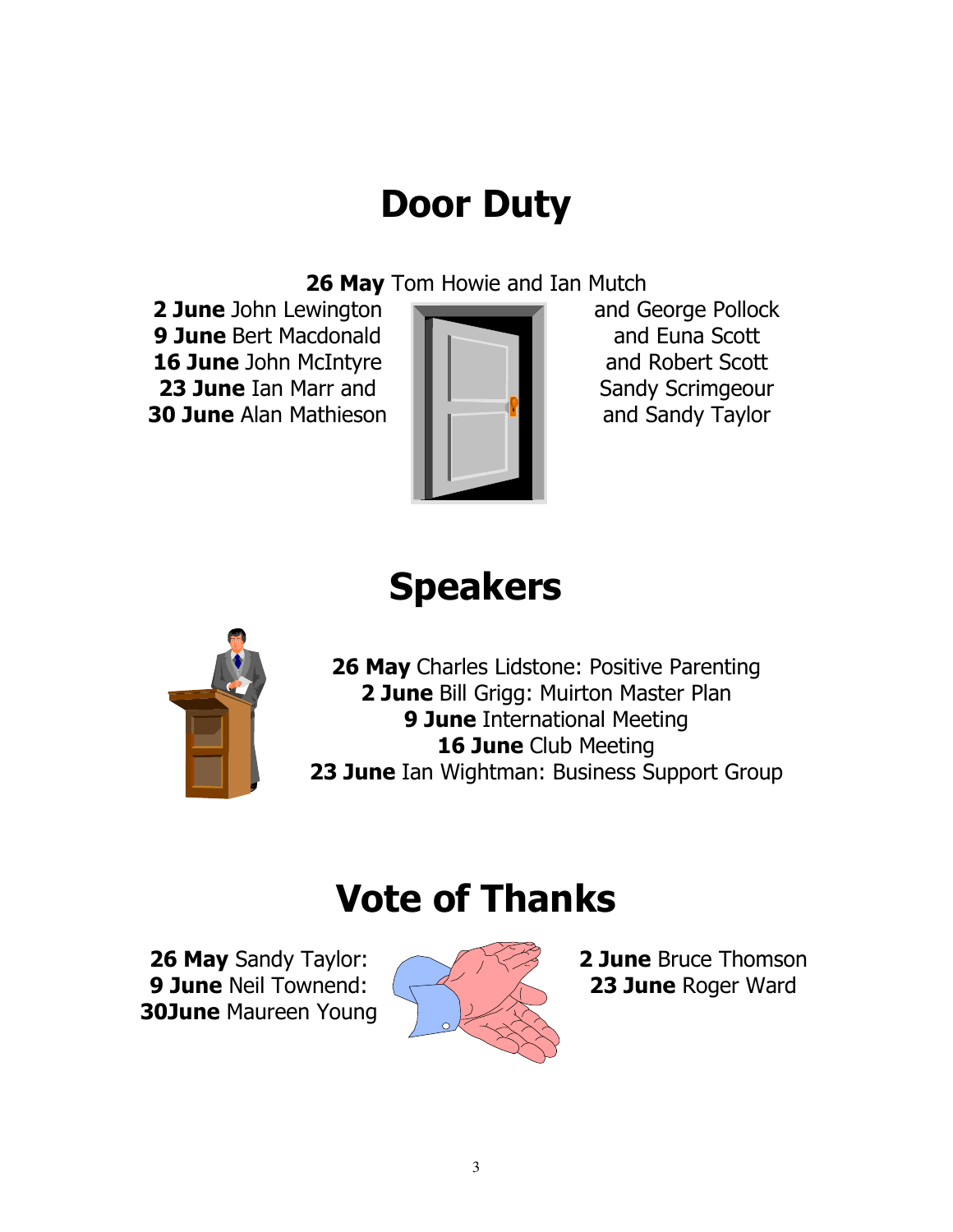# Door Duty

**26 May** Tom Howie and Ian Mutch

**2 June** John Lewington and George Pollock

**9 June** Bert Macdonald and Euna Scott

**16 June** John McIntyre and Robert Scott

**23 June** Ian Marr and Sandy Scrimgeour

**30 June** Alan Mathieson and Sandy Taylor

# Speakers

**26 May** Charles Lidstone: Positive Parenting

**2 June** Bill Grigg: Muirton Master Plan

**9 June** International Meeting

**16 June** Club Meeting

**23 June** Ian Wightman: Business Support Group

# Vote of Thanks

**26 May** Sandy Taylor:

**9 June** Neil Townend:

**30June** Maureen Young

**2 June** Bruce Thomson

**23 June** Roger Ward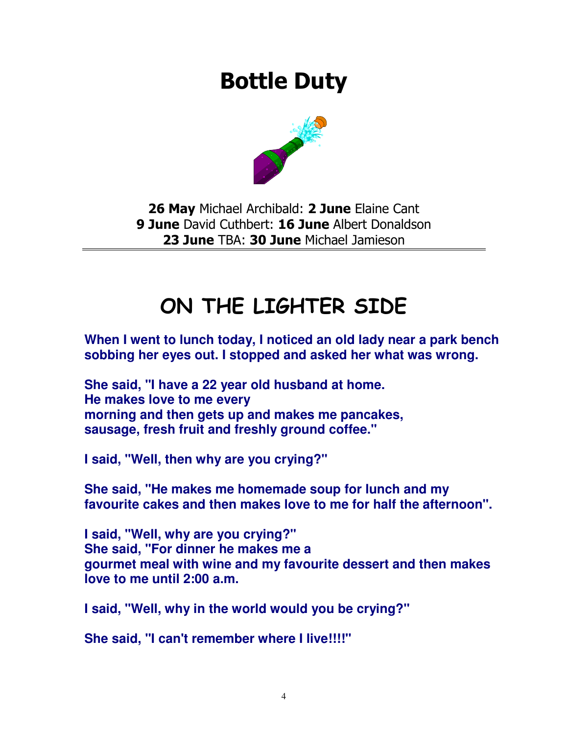# Bottle Duty

**26 May** Michael Archibald: **2 June** Elaine Cant
**9 June** David Cuthbert: **16 June** Albert Donaldson
**23 June** TBA: **30 June** Michael Jamieson

---

# ON THE LIGHTER SIDE

**When I went to lunch today, I noticed an old lady near a park bench sobbing her eyes out. I stopped and asked her what was wrong.**

**She said, "I have a 22 year old husband at home. He makes love to me every morning and then gets up and makes me pancakes, sausage, fresh fruit and freshly ground coffee."**

**I said, "Well, then why are you crying?"**

**She said, "He makes me homemade soup for lunch and my favourite cakes and then makes love to me for half the afternoon".**

**I said, "Well, why are you crying?"**
**She said, "For dinner he makes me a gourmet meal with wine and my favourite dessert and then makes love to me until 2:00 a.m.**

**I said, "Well, why in the world would you be crying?"**

**She said, "I can't remember where I live!!!!"**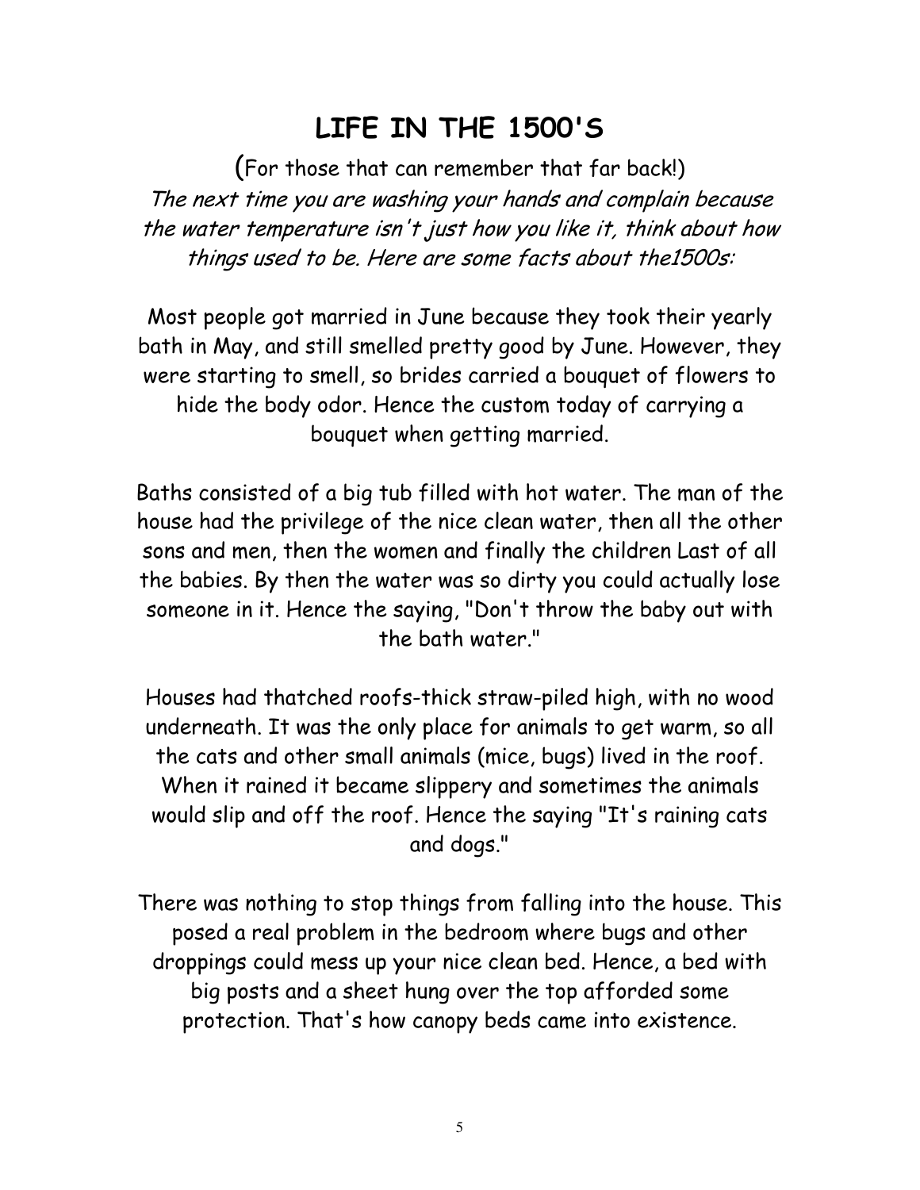# LIFE IN THE 1500'S

(For those that can remember that far back!)

*The next time you are washing your hands and complain because the water temperature isn't just how you like it, think about how things used to be. Here are some facts about the1500s:*

Most people got married in June because they took their yearly bath in May, and still smelled pretty good by June. However, they were starting to smell, so brides carried a bouquet of flowers to hide the body odor. Hence the custom today of carrying a bouquet when getting married.

Baths consisted of a big tub filled with hot water. The man of the house had the privilege of the nice clean water, then all the other sons and men, then the women and finally the children Last of all the babies. By then the water was so dirty you could actually lose someone in it. Hence the saying, "Don't throw the baby out with the bath water."

Houses had thatched roofs-thick straw-piled high, with no wood underneath. It was the only place for animals to get warm, so all the cats and other small animals (mice, bugs) lived in the roof. When it rained it became slippery and sometimes the animals would slip and off the roof. Hence the saying "It's raining cats and dogs."

There was nothing to stop things from falling into the house. This posed a real problem in the bedroom where bugs and other droppings could mess up your nice clean bed. Hence, a bed with big posts and a sheet hung over the top afforded some protection. That's how canopy beds came into existence.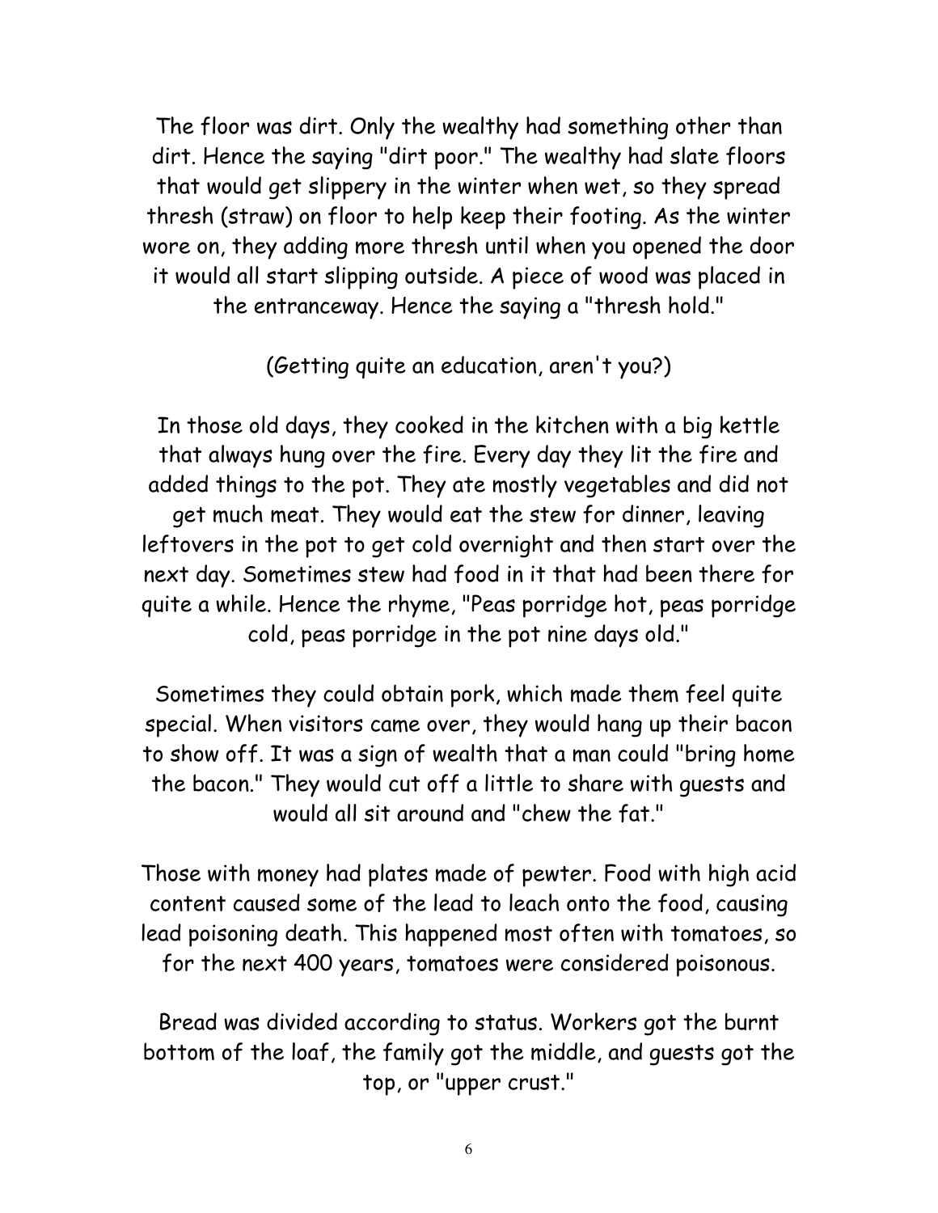The floor was dirt. Only the wealthy had something other than dirt. Hence the saying "dirt poor." The wealthy had slate floors that would get slippery in the winter when wet, so they spread thresh (straw) on floor to help keep their footing. As the winter wore on, they adding more thresh until when you opened the door it would all start slipping outside. A piece of wood was placed in the entranceway. Hence the saying a "thresh hold."

(Getting quite an education, aren't you?)

In those old days, they cooked in the kitchen with a big kettle that always hung over the fire. Every day they lit the fire and added things to the pot. They ate mostly vegetables and did not get much meat. They would eat the stew for dinner, leaving leftovers in the pot to get cold overnight and then start over the next day. Sometimes stew had food in it that had been there for quite a while. Hence the rhyme, "Peas porridge hot, peas porridge cold, peas porridge in the pot nine days old."

Sometimes they could obtain pork, which made them feel quite special. When visitors came over, they would hang up their bacon to show off. It was a sign of wealth that a man could "bring home the bacon." They would cut off a little to share with guests and would all sit around and "chew the fat."

Those with money had plates made of pewter. Food with high acid content caused some of the lead to leach onto the food, causing lead poisoning death. This happened most often with tomatoes, so for the next 400 years, tomatoes were considered poisonous.

Bread was divided according to status. Workers got the burnt bottom of the loaf, the family got the middle, and guests got the top, or "upper crust."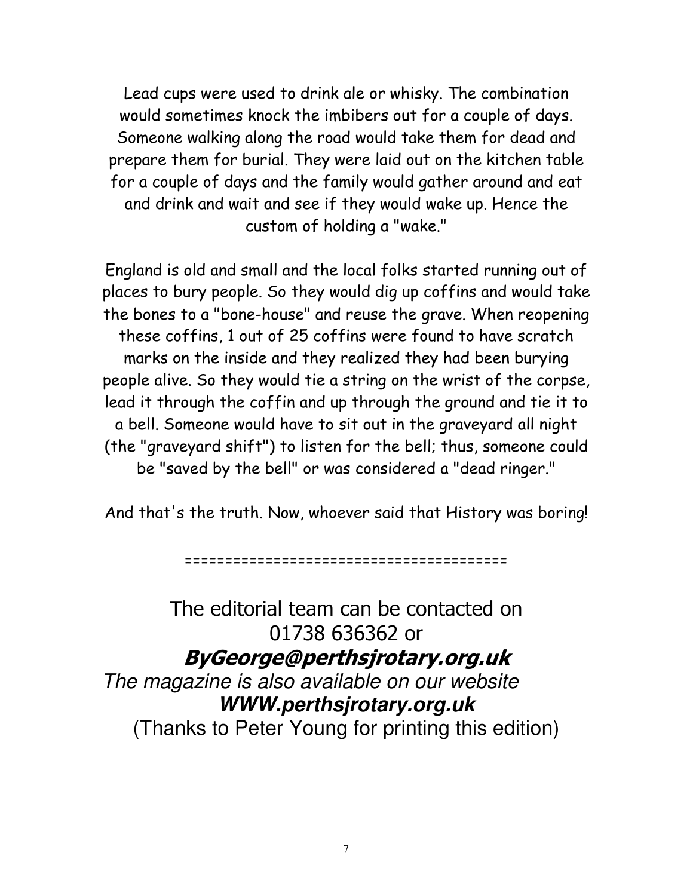Lead cups were used to drink ale or whisky. The combination would sometimes knock the imbibers out for a couple of days. Someone walking along the road would take them for dead and prepare them for burial. They were laid out on the kitchen table for a couple of days and the family would gather around and eat and drink and wait and see if they would wake up. Hence the custom of holding a "wake."

England is old and small and the local folks started running out of places to bury people. So they would dig up coffins and would take the bones to a "bone-house" and reuse the grave. When reopening these coffins, 1 out of 25 coffins were found to have scratch marks on the inside and they realized they had been burying people alive. So they would tie a string on the wrist of the corpse, lead it through the coffin and up through the ground and tie it to a bell. Someone would have to sit out in the graveyard all night (the "graveyard shift") to listen for the bell; thus, someone could be "saved by the bell" or was considered a "dead ringer."

And that's the truth. Now, whoever said that History was boring!

========================================

The editorial team can be contacted on 01738 636362 or

***ByGeorge@perthsjrotary.org.uk***

*The magazine is also available on our website*

***WWW.perthsjrotary.org.uk***

(Thanks to Peter Young for printing this edition)